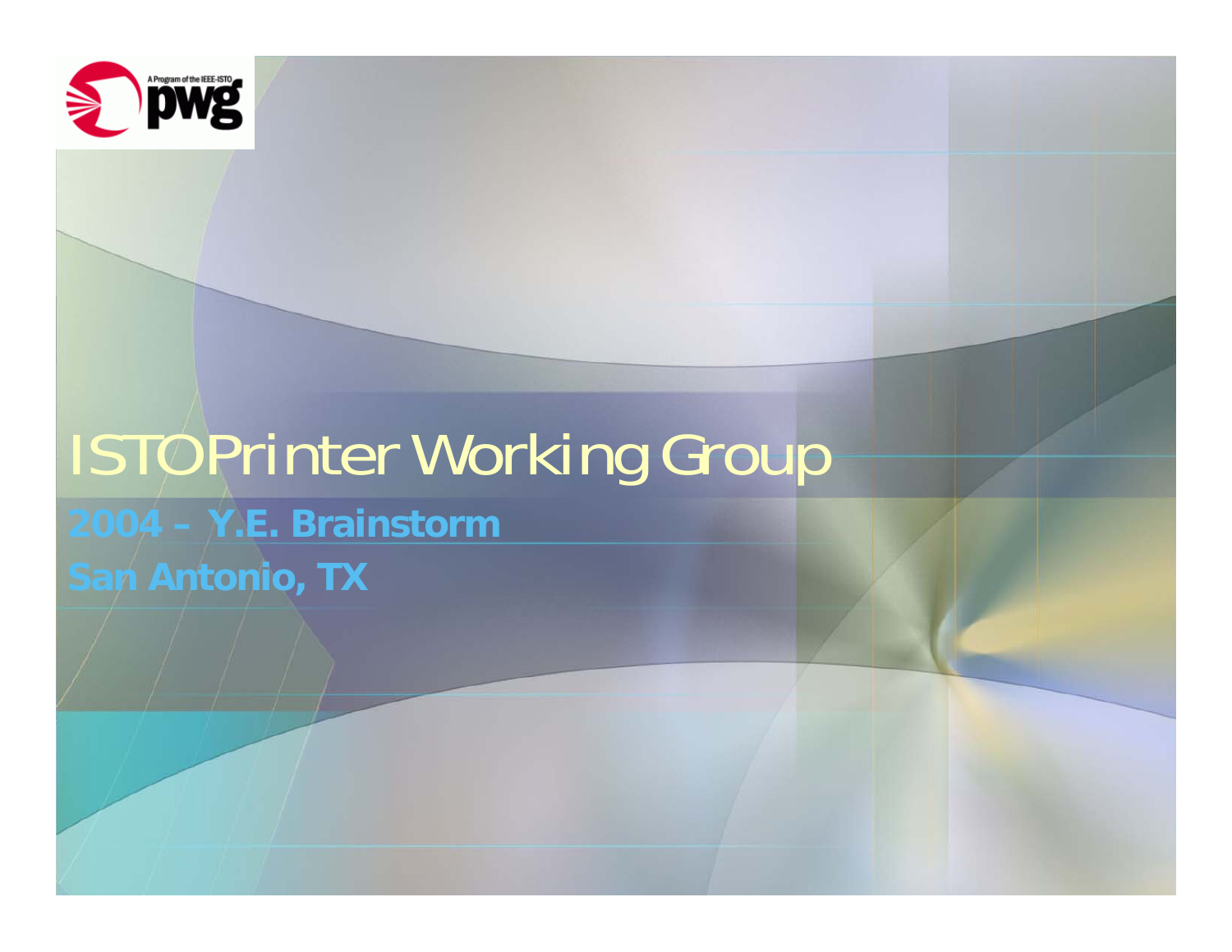# ISTO Printer Working Group

**2004 – Y.E. Brainstorm**

**San Antonio, TX**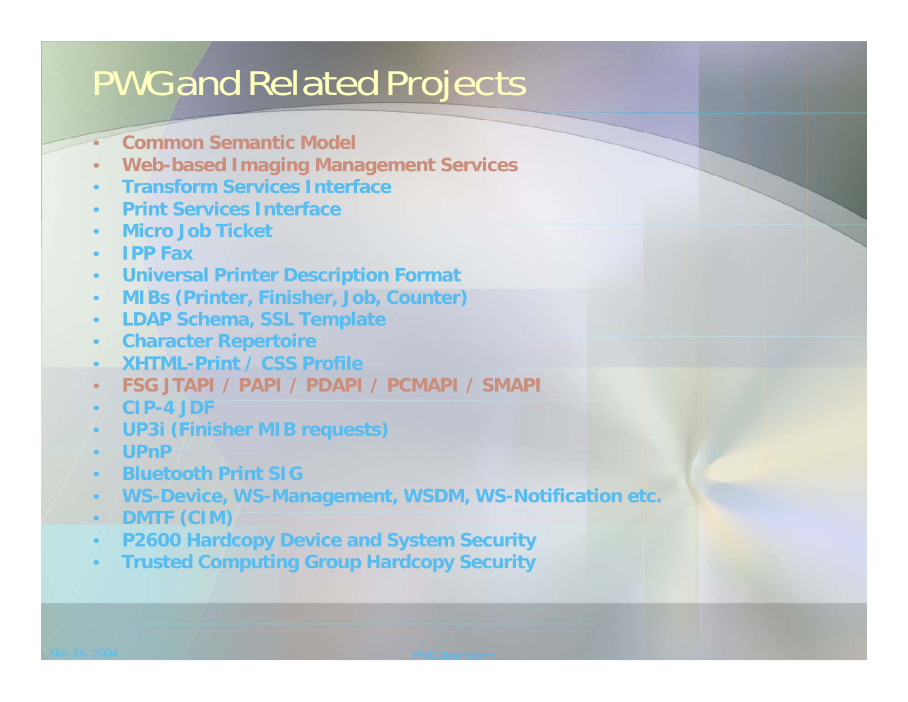# PWG and Related Projects

- Common Semantic Model
- Web-based Imaging Management Services
- Transform Services Interface
- Print Services Interface
- Micro Job Ticket
- IPP Fax
- Universal Printer Description Format
- MIBs (Printer, Finisher, Job, Counter)
- LDAP Schema, SSL Template
- Character Repertoire
- XHTML-Print / CSS Profile
- FSG JTAPI / PAPI / PDAPI / PCMAPI / SMAPI
- CIP-4 JDF
- UP3i (Finisher MIB requests)
- UPnP
- Bluetooth Print SIG
- WS-Device, WS-Management, WSDM, WS-Notification etc.
- DMTF (CIM)
- P2600 Hardcopy Device and System Security
- Trusted Computing Group Hardcopy Security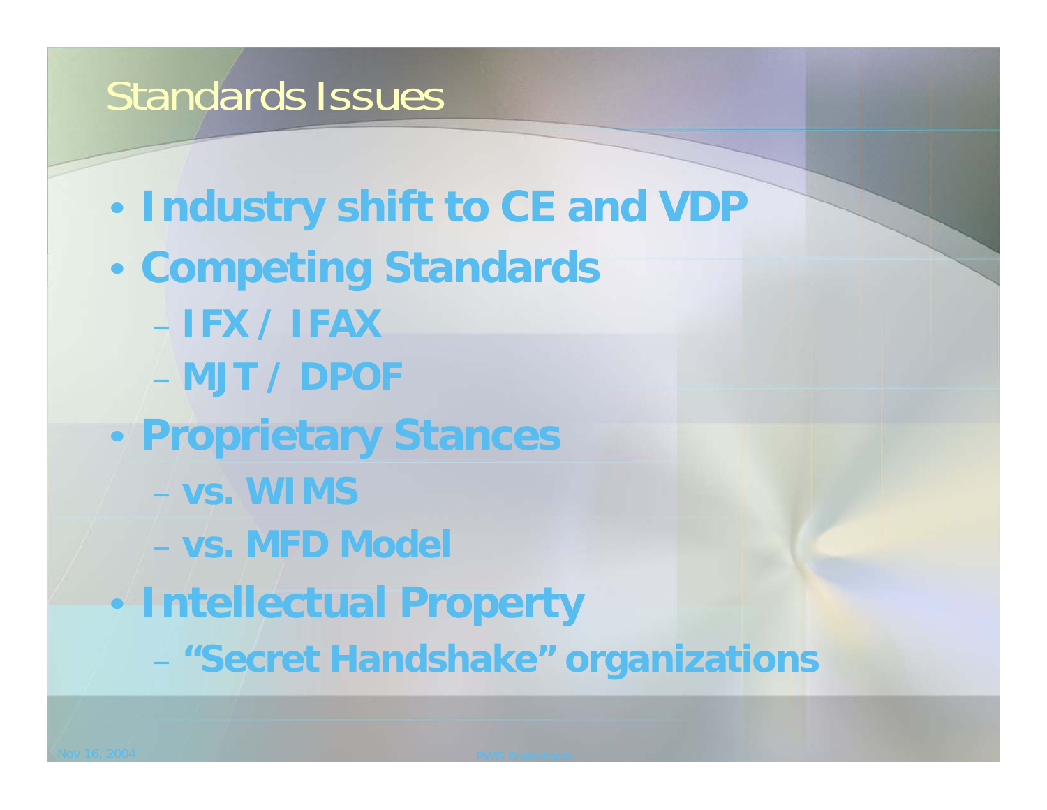# Standards Issues

- Industry shift to CE and VDP
- Competing Standards
  - IFX / IFAX
  - MJT / DPOF
- Proprietary Stances
  - vs. WIMS
  - vs. MFD Model
- Intellectual Property
  - "Secret Handshake" organizations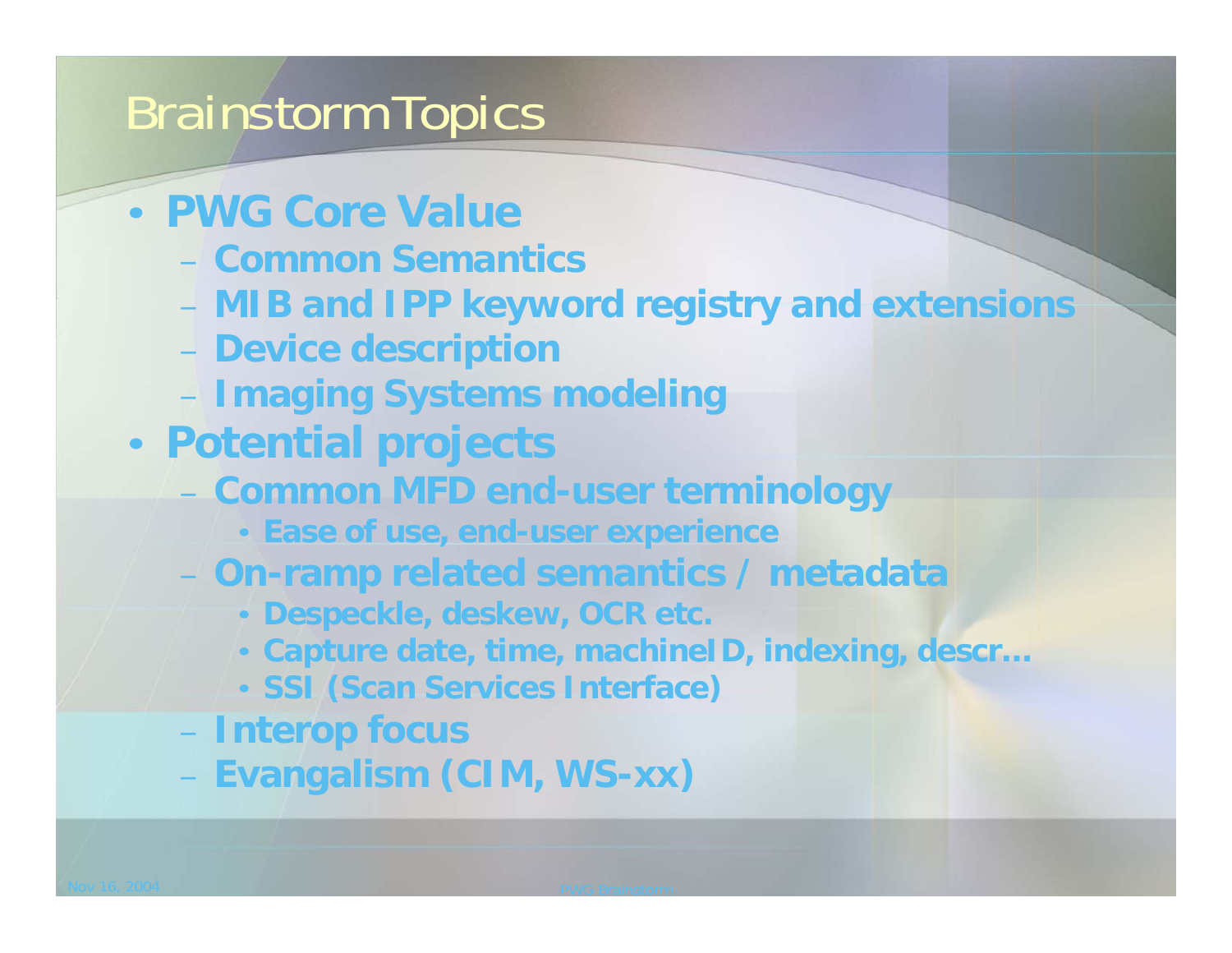# Brainstorm Topics

- **PWG Core Value**
  - **Common Semantics**
  - **MIB and IPP keyword registry and extensions**
  - **Device description**
  - **Imaging Systems modeling**
- **Potential projects**
  - **Common MFD end-user terminology**
    - **Ease of use, end-user experience**
  - **On-ramp related semantics / metadata**
    - **Despeckle, deskew, OCR etc.**
    - **Capture date, time, machineID, indexing, descr…**
    - **SSI (Scan Services Interface)**
  - **Interop focus**
  - **Evangalism (CIM, WS-xx)**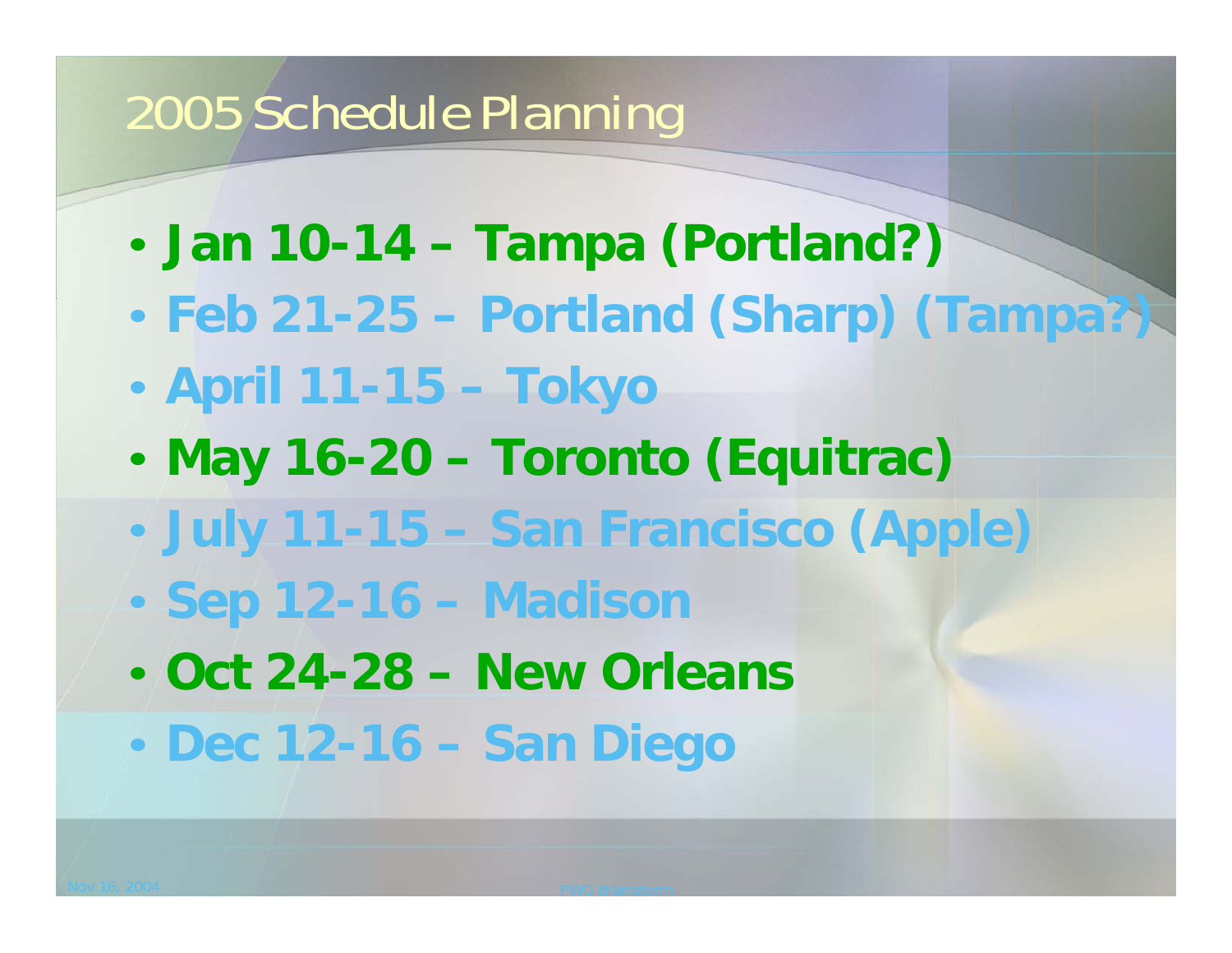# 2005 Schedule Planning

- **Jan 10-14 – Tampa (Portland?)**
- **Feb 21-25 – Portland (Sharp) (Tampa?)**
- **April 11-15 – Tokyo**
- **May 16-20 – Toronto (Equitrac)**
- **July 11-15 – San Francisco (Apple)**
- **Sep 12-16 – Madison**
- **Oct 24-28 – New Orleans**
- **Dec 12-16 – San Diego**